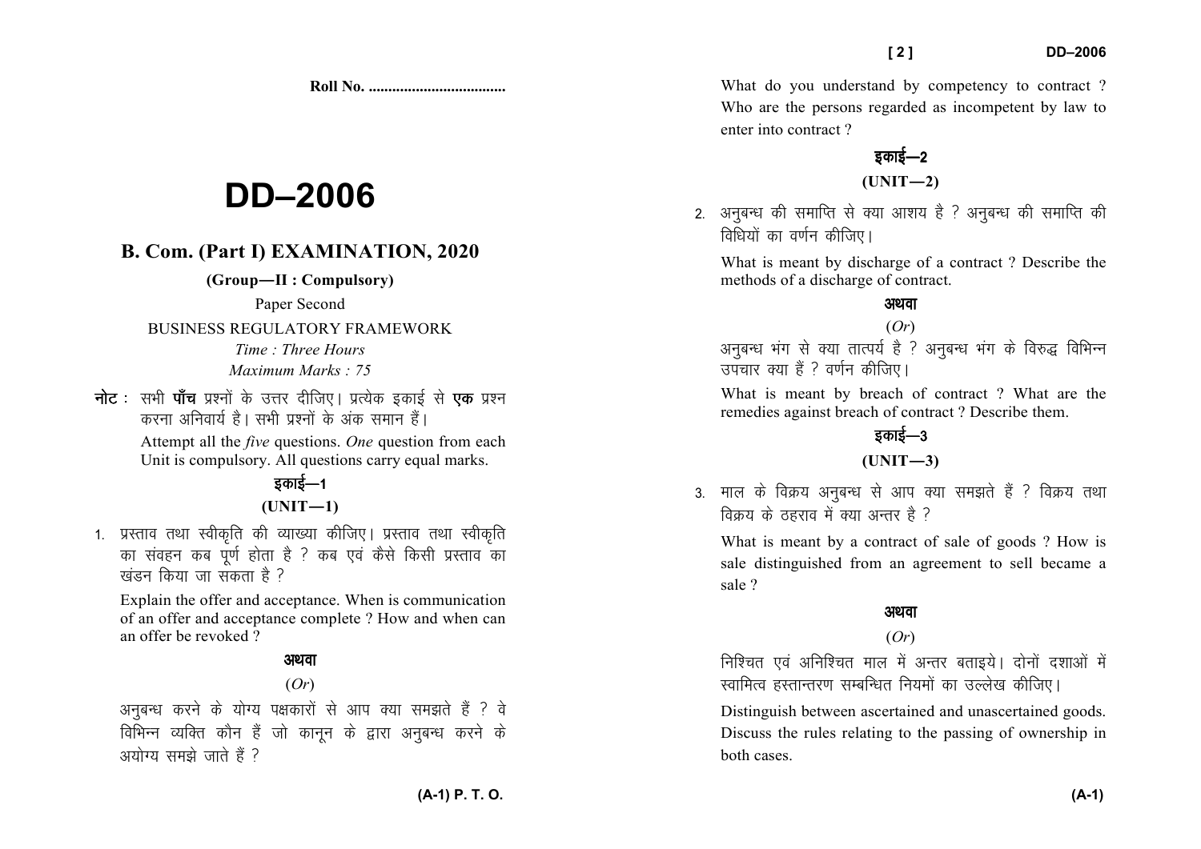Roll No. ...................................

# DD–2006

## B. Com. (Part I) EXAMINATION, 2020

**(Group—II : Compulsory)**

Paper Second

BUSINESS REGULATORY FRAMEWORK

*Time : Three Hours*

*Maximum Marks : 75*

**नोट :** सभी **पाँच** प्रश्नों के उत्तर दीजिए। प्रत्येक इकाई से **एक** प्रश्न करना अनिवार्य है। सभी प्रश्नों के अंक समान हैं।

Attempt all the *five* questions. *One* question from each Unit is compulsory. All questions carry equal marks.

### इकाई—1

### (UNIT—1)

1. प्रस्ताव तथा स्वीकृति की व्याख्या कीजिए। प्रस्ताव तथा स्वीकृति का संवहन कब पूर्ण होता है ? कब एवं कैसे किसी प्रस्ताव का खंडन किया जा सकता है ?

   Explain the offer and acceptance. When is communication of an offer and acceptance complete ? How and when can an offer be revoked ?

   **अथवा**

   (*Or*)

   अनुबन्ध करने के योग्य पक्षकारों से आप क्या समझते हैं ? वे विभिन्न व्यक्ति कौन हैं जो कानून के द्वारा अनुबन्ध करने के अयोग्य समझे जाते हैं ?

   What do you understand by competency to contract ? Who are the persons regarded as incompetent by law to enter into contract ?

### इकाई—2

### (UNIT—2)

2. अनुबन्ध की समाप्ति से क्या आशय है ? अनुबन्ध की समाप्ति की विधियों का वर्णन कीजिए।

   What is meant by discharge of a contract ? Describe the methods of a discharge of contract.

   **अथवा**

   (*Or*)

   अनुबन्ध भंग से क्या तात्पर्य है ? अनुबन्ध भंग के विरुद्ध विभिन्न उपचार क्या हैं ? वर्णन कीजिए।

   What is meant by breach of contract ? What are the remedies against breach of contract ? Describe them.

### इकाई—3

### (UNIT—3)

3. माल के विक्रय अनुबन्ध से आप क्या समझते हैं ? विक्रय तथा विक्रय के ठहराव में क्या अन्तर है ?

   What is meant by a contract of sale of goods ? How is sale distinguished from an agreement to sell became a sale ?

   **अथवा**

   (*Or*)

   निश्चित एवं अनिश्चित माल में अन्तर बताइये। दोनों दशाओं में स्वामित्व हस्तान्तरण सम्बन्धित नियमों का उल्लेख कीजिए।

   Distinguish between ascertained and unascertained goods. Discuss the rules relating to the passing of ownership in both cases.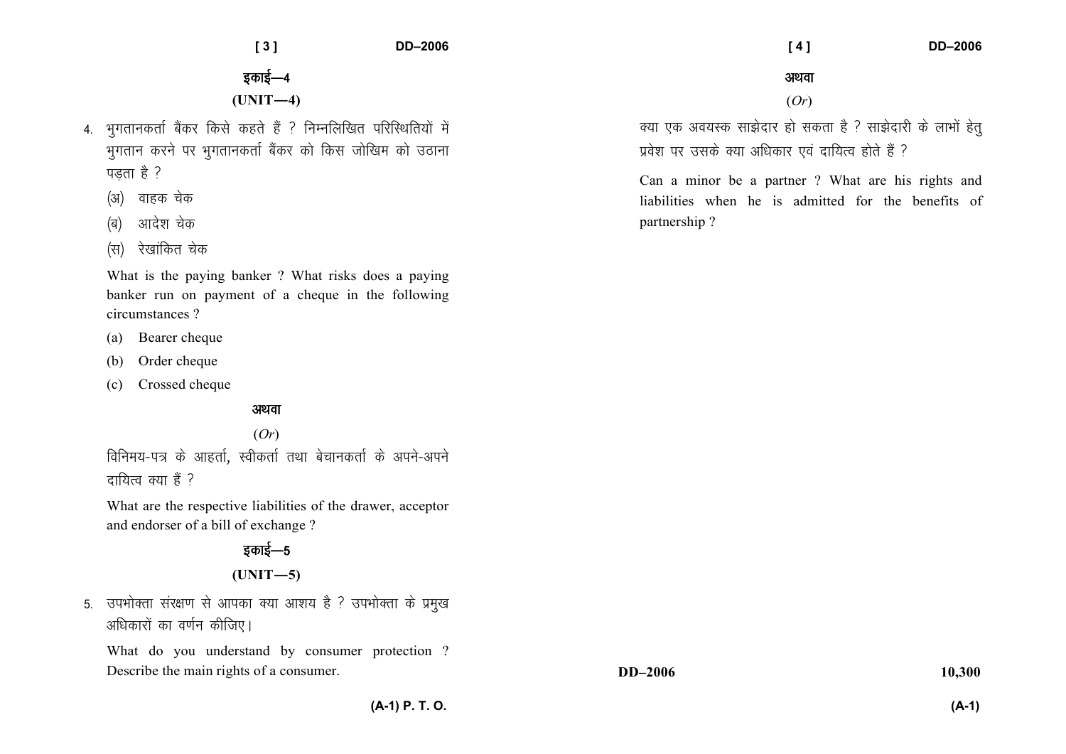## इकाई—4

## (UNIT—4)

4. भुगतानकर्ता बैंकर किसे कहते हैं ? निम्नलिखित परिस्थितियों में भुगतान करने पर भुगतानकर्ता बैंकर को किस जोखिम को उठाना पड़ता है ?

   (अ) वाहक चेक

   (ब) आदेश चेक

   (स) रेखांकित चेक

   What is the paying banker ? What risks does a paying banker run on payment of a cheque in the following circumstances ?

   (a) Bearer cheque

   (b) Order cheque

   (c) Crossed cheque

**अथवा**

*(Or)*

विनिमय-पत्र के आहर्ता, स्वीकर्ता तथा बेचानकर्ता के अपने-अपने दायित्व क्या हैं ?

What are the respective liabilities of the drawer, acceptor and endorser of a bill of exchange ?

## इकाई—5

## (UNIT—5)

5. उपभोक्ता संरक्षण से आपका क्या आशय है ? उपभोक्ता के प्रमुख अधिकारों का वर्णन कीजिए।

   What do you understand by consumer protection ? Describe the main rights of a consumer.

**अथवा**

*(Or)*

क्या एक अवयस्क साझेदार हो सकता है ? साझेदारी के लाभों हेतु प्रवेश पर उसके क्या अधिकार एवं दायित्व होते हैं ?

Can a minor be a partner ? What are his rights and liabilities when he is admitted for the benefits of partnership ?

DD–2006 10,300